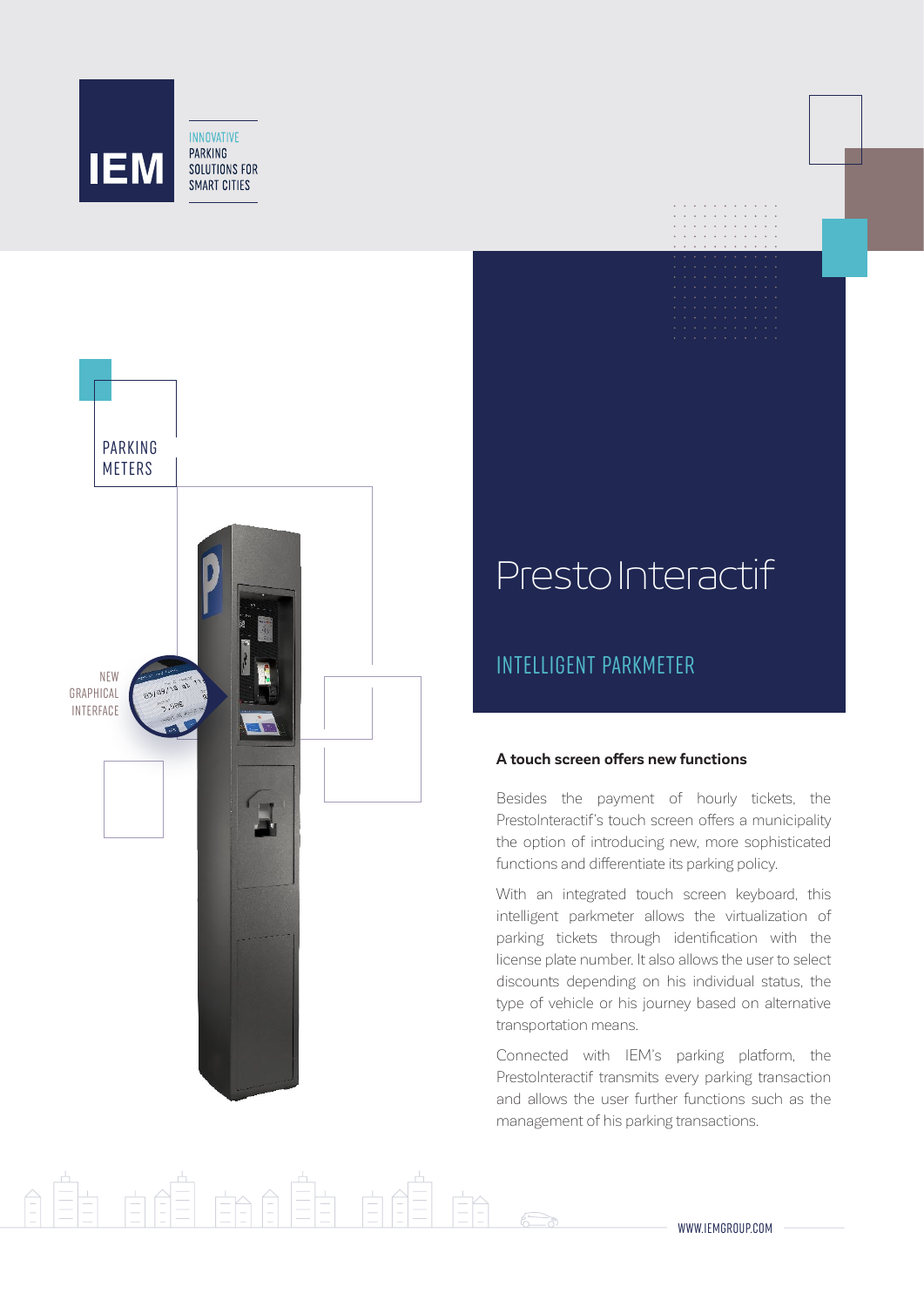IEM

INNOVATIVE PARKING SOLUTIONS FOR SMART CITIES

PARKING METERS

NEW GRAPHICAL INTERFACE

# PrestoInteractif

## INTELLIGENT PARKMETER

### A touch screen offers new functions

Besides the payment of hourly tickets, the PrestoInteractif's touch screen offers a municipality the option of introducing new, more sophisticated functions and differentiate its parking policy.

With an integrated touch screen keyboard, this intelligent parkmeter allows the virtualization of parking tickets through identification with the license plate number. It also allows the user to select discounts depending on his individual status, the type of vehicle or his journey based on alternative transportation means.

Connected with IEM's parking platform, the PrestoInteractif transmits every parking transaction and allows the user further functions such as the management of his parking transactions.

WWW.IEMGROUP.COM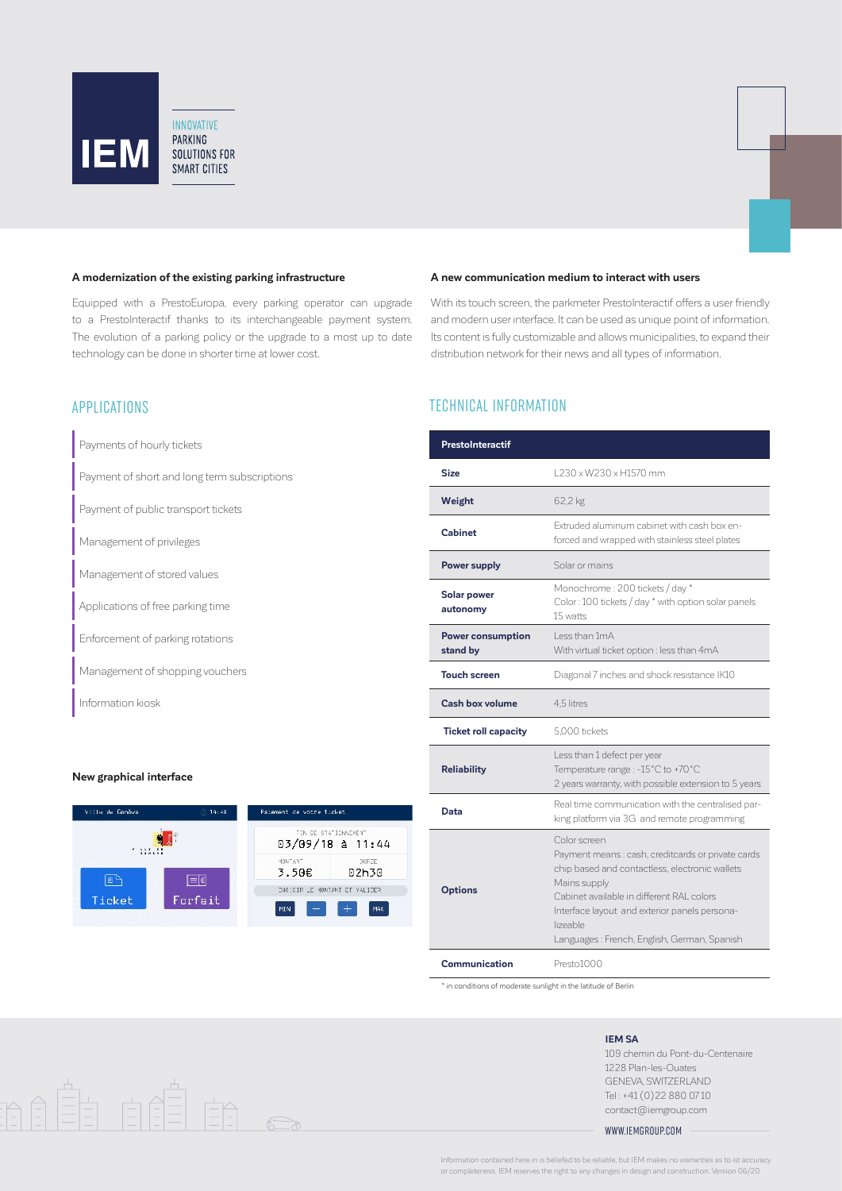IEM

INNOVATIVE PARKING SOLUTIONS FOR SMART CITIES

### A modernization of the existing parking infrastructure

Equipped with a PrestoEuropa, every parking operator can upgrade to a PrestoInteractif thanks to its interchangeable payment system. The evolution of a parking policy or the upgrade to a most up to date technology can be done in shorter time at lower cost.

### A new communication medium to interact with users

With its touch screen, the parkmeter PrestoInteractif offers a user friendly and modern user interface. It can be used as unique point of information. Its content is fully customizable and allows municipalities, to expand their distribution network for their news and all types of information.

## APPLICATIONS

- Payments of hourly tickets
- Payment of short and long term subscriptions
- Payment of public transport tickets
- Management of privileges
- Management of stored values
- Applications of free parking time
- Enforcement of parking rotations
- Management of shopping vouchers
- Information kiosk

### New graphical interface

Ville de Genève 14:48

Ticket

Forfait

Paiement de votre ticket

FIN DE STATIONNEMENT
03/09/18 à 11:44

MONTANT 3.50€

DUREE 02h30

CHOISIR LE MONTANT ET VALIDER

MIN − + MAX

## TECHNICAL INFORMATION

| PrestoInteractif | |
|---|---|
| **Size** | L230 x W230 x H1570 mm |
| **Weight** | 62,2 kg |
| **Cabinet** | Extruded aluminum cabinet with cash box enforced and wrapped with stainless steel plates |
| **Power supply** | Solar or mains |
| **Solar power autonomy** | Monochrome : 200 tickets / day *<br>Color : 100 tickets / day * with option solar panels 15 watts |
| **Power consumption stand by** | Less than 1mA<br>With virtual ticket option : less than 4mA |
| **Touch screen** | Diagonal 7 inches and shock resistance IK10 |
| **Cash box volume** | 4,5 litres |
| **Ticket roll capacity** | 5,000 tickets |
| **Reliability** | Less than 1 defect per year<br>Temperature range : -15°C to +70°C<br>2 years warranty, with possible extension to 5 years |
| **Data** | Real time communication with the centralised parking platform via 3G and remote programming |
| **Options** | Color screen<br>Payment means : cash, creditcards or private cards chip based and contactless, electronic wallets<br>Mains supply<br>Cabinet available in different RAL colors<br>Interface layout and exterior panels personalizeable<br>Languages : French, English, German, Spanish |
| **Communication** | Presto1000 |

* in conditions of moderate sunlight in the latitude of Berlin

**IEM SA**
109 chemin du Pont-du-Centenaire
1228 Plan-les-Ouates
GENEVA, SWITZERLAND
Tel : +41 (0)22 880 0710
contact@iemgroup.com

WWW.IEMGROUP.COM

Information contained here in is believed to be reliable, but IEM makes no warranties as to ist accuracy or completeness. IEM reserves the right to any changes in design and construction. Version 06/20